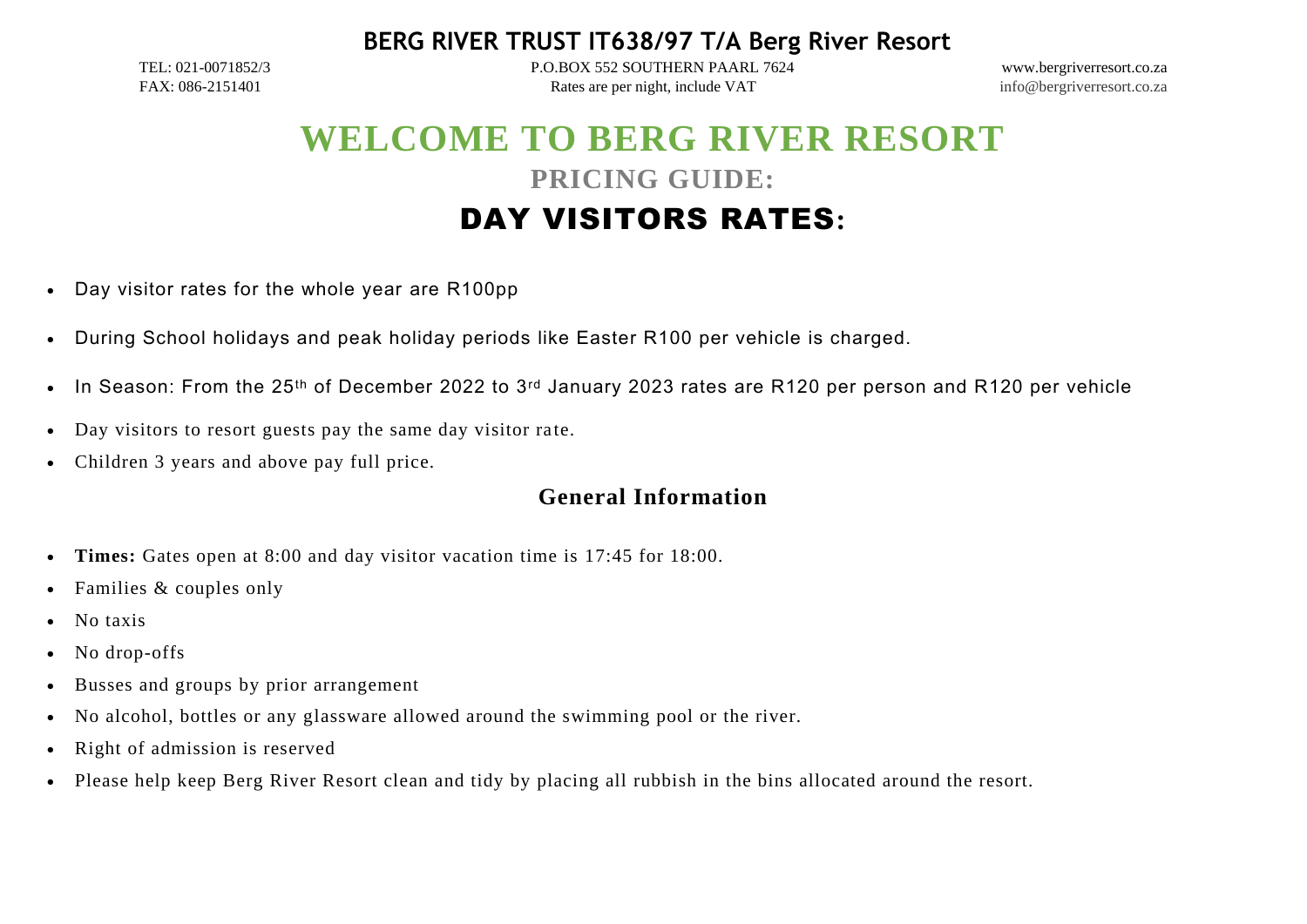**BERG RIVER TRUST IT638/97 T/A Berg River Resort**

TEL: 021-0071852/3 | P.O.BOX 552 SOUTHERN PAARL 7624 | www.bergriverresort.co.za

FAX: 086-2151401 | Rates are per night, include VAT | info@bergriverresort.co.za

# WELCOME TO BERG RIVER RESORT

## PRICING GUIDE:

## DAY VISITORS RATES:

- Day visitor rates for the whole year are R100pp
- During School holidays and peak holiday periods like Easter R100 per vehicle is charged.
- In Season: From the 25th of December 2022 to 3rd January 2023 rates are R120 per person and R120 per vehicle
- Day visitors to resort guests pay the same day visitor rate.
- Children 3 years and above pay full price.

### General Information

- **Times:** Gates open at 8:00 and day visitor vacation time is 17:45 for 18:00.
- Families & couples only
- No taxis
- No drop-offs
- Busses and groups by prior arrangement
- No alcohol, bottles or any glassware allowed around the swimming pool or the river.
- Right of admission is reserved
- Please help keep Berg River Resort clean and tidy by placing all rubbish in the bins allocated around the resort.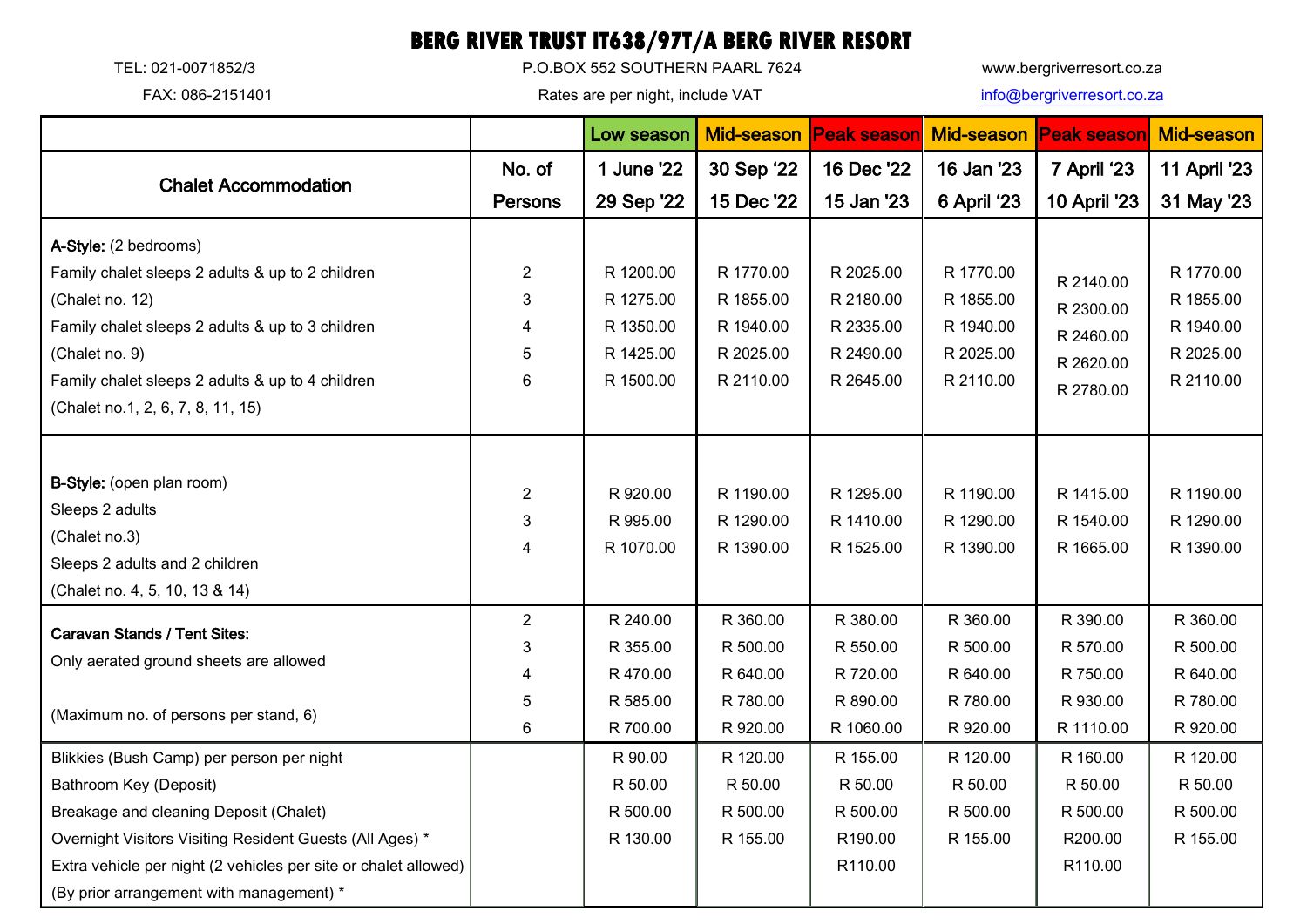# BERG RIVER TRUST IT638/97T/A BERG RIVER RESORT

TEL: 021-0071852/3

FAX: 086-2151401

P.O.BOX 552 SOUTHERN PAARL 7624

Rates are per night, include VAT

www.bergriverresort.co.za

info@bergriverresort.co.za

| | | Low season | Mid-season | Peak season | Mid-season | Peak season | Mid-season |
|---|---|---|---|---|---|---|---|
| **Chalet Accommodation** | **No. of Persons** | **1 June '22 29 Sep '22** | **30 Sep '22 15 Dec '22** | **16 Dec '22 15 Jan '23** | **16 Jan '23 6 April '23** | **7 April '23 10 April '23** | **11 April '23 31 May '23** |
| **A-Style:** (2 bedrooms) | | | | | | | |
| Family chalet sleeps 2 adults & up to 2 children | 2 | R 1200.00 | R 1770.00 | R 2025.00 | R 1770.00 | R 2140.00 | R 1770.00 |
| (Chalet no. 12) | 3 | R 1275.00 | R 1855.00 | R 2180.00 | R 1855.00 | R 2300.00 | R 1855.00 |
| Family chalet sleeps 2 adults & up to 3 children | 4 | R 1350.00 | R 1940.00 | R 2335.00 | R 1940.00 | R 2460.00 | R 1940.00 |
| (Chalet no. 9) | 5 | R 1425.00 | R 2025.00 | R 2490.00 | R 2025.00 | R 2620.00 | R 2025.00 |
| Family chalet sleeps 2 adults & up to 4 children (Chalet no.1, 2, 6, 7, 8, 11, 15) | 6 | R 1500.00 | R 2110.00 | R 2645.00 | R 2110.00 | R 2780.00 | R 2110.00 |
| **B-Style:** (open plan room) Sleeps 2 adults | 2 | R 920.00 | R 1190.00 | R 1295.00 | R 1190.00 | R 1415.00 | R 1190.00 |
| (Chalet no.3) | 3 | R 995.00 | R 1290.00 | R 1410.00 | R 1290.00 | R 1540.00 | R 1290.00 |
| Sleeps 2 adults and 2 children (Chalet no. 4, 5, 10, 13 & 14) | 4 | R 1070.00 | R 1390.00 | R 1525.00 | R 1390.00 | R 1665.00 | R 1390.00 |
| **Caravan Stands / Tent Sites:** | 2 | R 240.00 | R 360.00 | R 380.00 | R 360.00 | R 390.00 | R 360.00 |
| Only aerated ground sheets are allowed | 3 | R 355.00 | R 500.00 | R 550.00 | R 500.00 | R 570.00 | R 500.00 |
| | 4 | R 470.00 | R 640.00 | R 720.00 | R 640.00 | R 750.00 | R 640.00 |
| (Maximum no. of persons per stand, 6) | 5 | R 585.00 | R 780.00 | R 890.00 | R 780.00 | R 930.00 | R 780.00 |
| | 6 | R 700.00 | R 920.00 | R 1060.00 | R 920.00 | R 1110.00 | R 920.00 |
| Blikkies (Bush Camp) per person per night | | R 90.00 | R 120.00 | R 155.00 | R 120.00 | R 160.00 | R 120.00 |
| Bathroom Key (Deposit) | | R 50.00 | R 50.00 | R 50.00 | R 50.00 | R 50.00 | R 50.00 |
| Breakage and cleaning Deposit (Chalet) | | R 500.00 | R 500.00 | R 500.00 | R 500.00 | R 500.00 | R 500.00 |
| Overnight Visitors Visiting Resident Guests (All Ages) * | | R 130.00 | R 155.00 | R190.00 | R 155.00 | R200.00 | R 155.00 |
| Extra vehicle per night (2 vehicles per site or chalet allowed) (By prior arrangement with management) * | | | | R110.00 | | R110.00 | |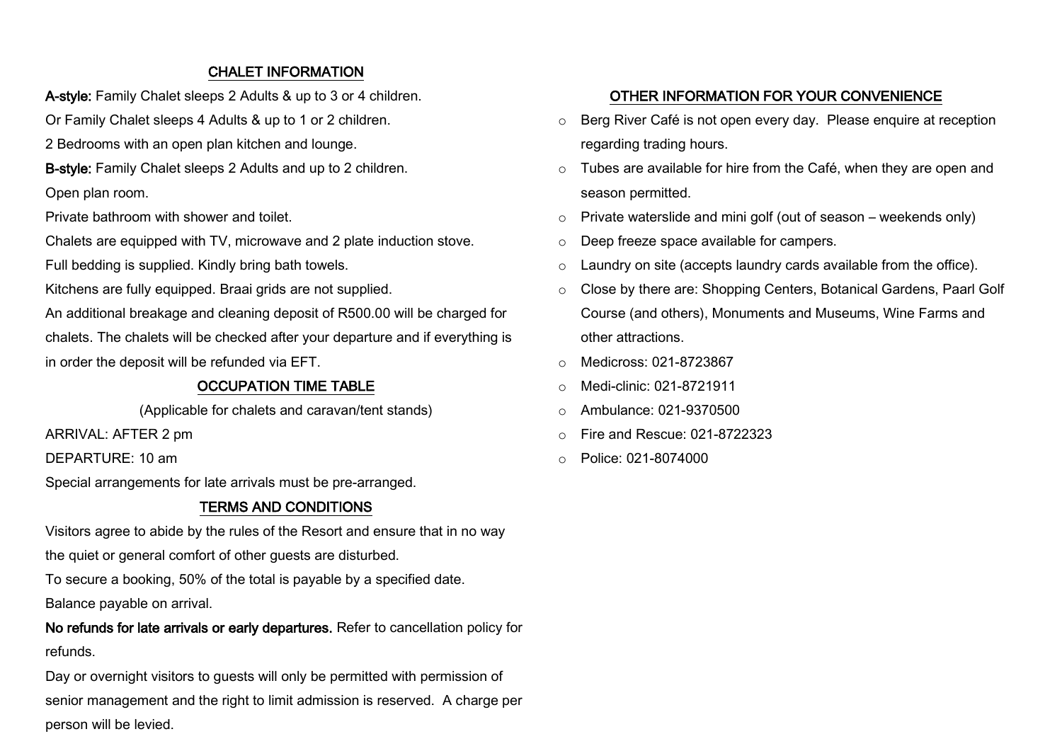## CHALET INFORMATION

**A-style:** Family Chalet sleeps 2 Adults & up to 3 or 4 children.

Or Family Chalet sleeps 4 Adults & up to 1 or 2 children.

2 Bedrooms with an open plan kitchen and lounge.

**B-style:** Family Chalet sleeps 2 Adults and up to 2 children.

Open plan room.

Private bathroom with shower and toilet.

Chalets are equipped with TV, microwave and 2 plate induction stove.

Full bedding is supplied. Kindly bring bath towels.

Kitchens are fully equipped. Braai grids are not supplied.

An additional breakage and cleaning deposit of R500.00 will be charged for chalets. The chalets will be checked after your departure and if everything is in order the deposit will be refunded via EFT.

## OCCUPATION TIME TABLE

(Applicable for chalets and caravan/tent stands)

ARRIVAL: AFTER 2 pm

DEPARTURE: 10 am

Special arrangements for late arrivals must be pre-arranged.

## TERMS AND CONDITIONS

Visitors agree to abide by the rules of the Resort and ensure that in no way the quiet or general comfort of other guests are disturbed.

To secure a booking, 50% of the total is payable by a specified date.

Balance payable on arrival.

**No refunds for late arrivals or early departures.** Refer to cancellation policy for refunds.

Day or overnight visitors to guests will only be permitted with permission of senior management and the right to limit admission is reserved. A charge per person will be levied.

## OTHER INFORMATION FOR YOUR CONVENIENCE

- Berg River Café is not open every day. Please enquire at reception regarding trading hours.
- Tubes are available for hire from the Café, when they are open and season permitted.
- Private waterslide and mini golf (out of season – weekends only)
- Deep freeze space available for campers.
- Laundry on site (accepts laundry cards available from the office).
- Close by there are: Shopping Centers, Botanical Gardens, Paarl Golf Course (and others), Monuments and Museums, Wine Farms and other attractions.
- Medicross: 021-8723867
- Medi-clinic: 021-8721911
- Ambulance: 021-9370500
- Fire and Rescue: 021-8722323
- Police: 021-8074000